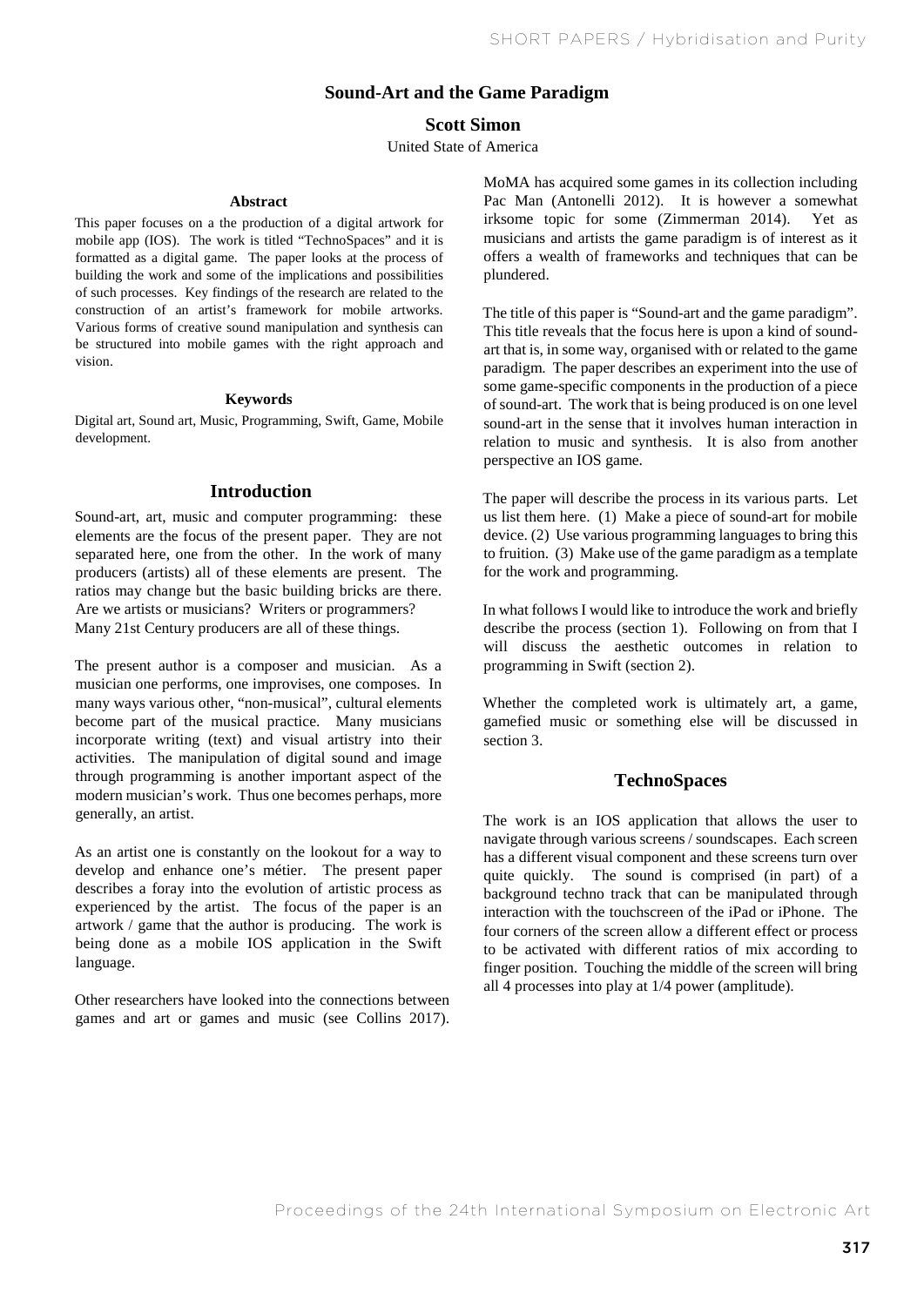# Sound-Art and the Game Paradigm

**Scott Simon**

United State of America

### Abstract

This paper focuses on a the production of a digital artwork for mobile app (IOS). The work is titled "TechnoSpaces" and it is formatted as a digital game. The paper looks at the process of building the work and some of the implications and possibilities of such processes. Key findings of the research are related to the construction of an artist's framework for mobile artworks. Various forms of creative sound manipulation and synthesis can be structured into mobile games with the right approach and vision.

### Keywords

Digital art, Sound art, Music, Programming, Swift, Game, Mobile development.

## Introduction

Sound-art, art, music and computer programming: these elements are the focus of the present paper. They are not separated here, one from the other. In the work of many producers (artists) all of these elements are present. The ratios may change but the basic building bricks are there. Are we artists or musicians? Writers or programmers? Many 21st Century producers are all of these things.

The present author is a composer and musician. As a musician one performs, one improvises, one composes. In many ways various other, "non-musical", cultural elements become part of the musical practice. Many musicians incorporate writing (text) and visual artistry into their activities. The manipulation of digital sound and image through programming is another important aspect of the modern musician's work. Thus one becomes perhaps, more generally, an artist.

As an artist one is constantly on the lookout for a way to develop and enhance one's métier. The present paper describes a foray into the evolution of artistic process as experienced by the artist. The focus of the paper is an artwork / game that the author is producing. The work is being done as a mobile IOS application in the Swift language.

Other researchers have looked into the connections between games and art or games and music (see Collins 2017). MoMA has acquired some games in its collection including Pac Man (Antonelli 2012). It is however a somewhat irksome topic for some (Zimmerman 2014). Yet as musicians and artists the game paradigm is of interest as it offers a wealth of frameworks and techniques that can be plundered.

The title of this paper is "Sound-art and the game paradigm". This title reveals that the focus here is upon a kind of sound-art that is, in some way, organised with or related to the game paradigm. The paper describes an experiment into the use of some game-specific components in the production of a piece of sound-art. The work that is being produced is on one level sound-art in the sense that it involves human interaction in relation to music and synthesis. It is also from another perspective an IOS game.

The paper will describe the process in its various parts. Let us list them here. (1) Make a piece of sound-art for mobile device. (2) Use various programming languages to bring this to fruition. (3) Make use of the game paradigm as a template for the work and programming.

In what follows I would like to introduce the work and briefly describe the process (section 1). Following on from that I will discuss the aesthetic outcomes in relation to programming in Swift (section 2).

Whether the completed work is ultimately art, a game, gamefied music or something else will be discussed in section 3.

## TechnoSpaces

The work is an IOS application that allows the user to navigate through various screens / soundscapes. Each screen has a different visual component and these screens turn over quite quickly. The sound is comprised (in part) of a background techno track that can be manipulated through interaction with the touchscreen of the iPad or iPhone. The four corners of the screen allow a different effect or process to be activated with different ratios of mix according to finger position. Touching the middle of the screen will bring all 4 processes into play at 1/4 power (amplitude).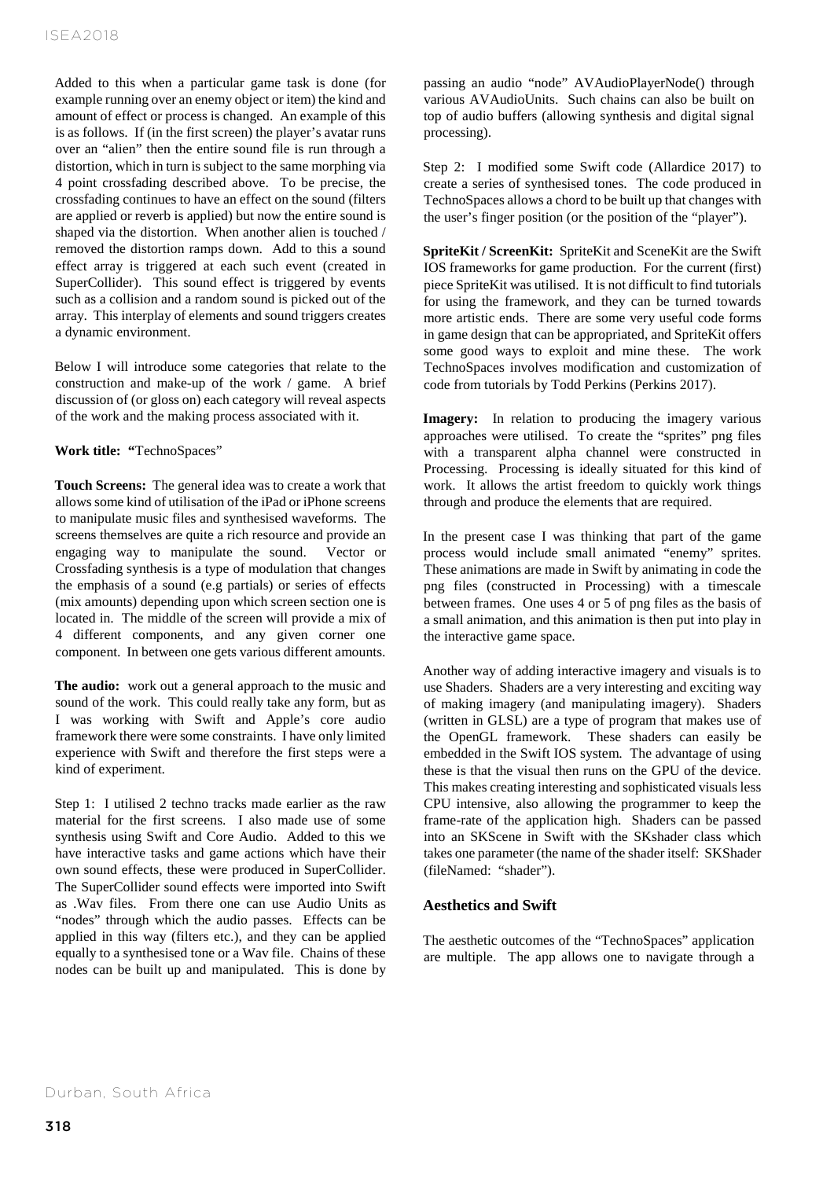Added to this when a particular game task is done (for example running over an enemy object or item) the kind and amount of effect or process is changed. An example of this is as follows. If (in the first screen) the player's avatar runs over an "alien" then the entire sound file is run through a distortion, which in turn is subject to the same morphing via 4 point crossfading described above. To be precise, the crossfading continues to have an effect on the sound (filters are applied or reverb is applied) but now the entire sound is shaped via the distortion. When another alien is touched / removed the distortion ramps down. Add to this a sound effect array is triggered at each such event (created in SuperCollider). This sound effect is triggered by events such as a collision and a random sound is picked out of the array. This interplay of elements and sound triggers creates a dynamic environment.

Below I will introduce some categories that relate to the construction and make-up of the work / game. A brief discussion of (or gloss on) each category will reveal aspects of the work and the making process associated with it.

**Work title: "**TechnoSpaces"

**Touch Screens:** The general idea was to create a work that allows some kind of utilisation of the iPad or iPhone screens to manipulate music files and synthesised waveforms. The screens themselves are quite a rich resource and provide an engaging way to manipulate the sound. Vector or Crossfading synthesis is a type of modulation that changes the emphasis of a sound (e.g partials) or series of effects (mix amounts) depending upon which screen section one is located in. The middle of the screen will provide a mix of 4 different components, and any given corner one component. In between one gets various different amounts.

**The audio:** work out a general approach to the music and sound of the work. This could really take any form, but as I was working with Swift and Apple's core audio framework there were some constraints. I have only limited experience with Swift and therefore the first steps were a kind of experiment.

Step 1: I utilised 2 techno tracks made earlier as the raw material for the first screens. I also made use of some synthesis using Swift and Core Audio. Added to this we have interactive tasks and game actions which have their own sound effects, these were produced in SuperCollider. The SuperCollider sound effects were imported into Swift as .Wav files. From there one can use Audio Units as "nodes" through which the audio passes. Effects can be applied in this way (filters etc.), and they can be applied equally to a synthesised tone or a Wav file. Chains of these nodes can be built up and manipulated. This is done by passing an audio "node" AVAudioPlayerNode() through various AVAudioUnits. Such chains can also be built on top of audio buffers (allowing synthesis and digital signal processing).

Step 2: I modified some Swift code (Allardice 2017) to create a series of synthesised tones. The code produced in TechnoSpaces allows a chord to be built up that changes with the user's finger position (or the position of the "player").

**SpriteKit / ScreenKit:** SpriteKit and SceneKit are the Swift IOS frameworks for game production. For the current (first) piece SpriteKit was utilised. It is not difficult to find tutorials for using the framework, and they can be turned towards more artistic ends. There are some very useful code forms in game design that can be appropriated, and SpriteKit offers some good ways to exploit and mine these. The work TechnoSpaces involves modification and customization of code from tutorials by Todd Perkins (Perkins 2017).

**Imagery:** In relation to producing the imagery various approaches were utilised. To create the "sprites" png files with a transparent alpha channel were constructed in Processing. Processing is ideally situated for this kind of work. It allows the artist freedom to quickly work things through and produce the elements that are required.

In the present case I was thinking that part of the game process would include small animated "enemy" sprites. These animations are made in Swift by animating in code the png files (constructed in Processing) with a timescale between frames. One uses 4 or 5 of png files as the basis of a small animation, and this animation is then put into play in the interactive game space.

Another way of adding interactive imagery and visuals is to use Shaders. Shaders are a very interesting and exciting way of making imagery (and manipulating imagery). Shaders (written in GLSL) are a type of program that makes use of the OpenGL framework. These shaders can easily be embedded in the Swift IOS system. The advantage of using these is that the visual then runs on the GPU of the device. This makes creating interesting and sophisticated visuals less CPU intensive, also allowing the programmer to keep the frame-rate of the application high. Shaders can be passed into an SKScene in Swift with the SKshader class which takes one parameter (the name of the shader itself: SKShader (fileNamed: "shader").

## Aesthetics and Swift

The aesthetic outcomes of the "TechnoSpaces" application are multiple. The app allows one to navigate through a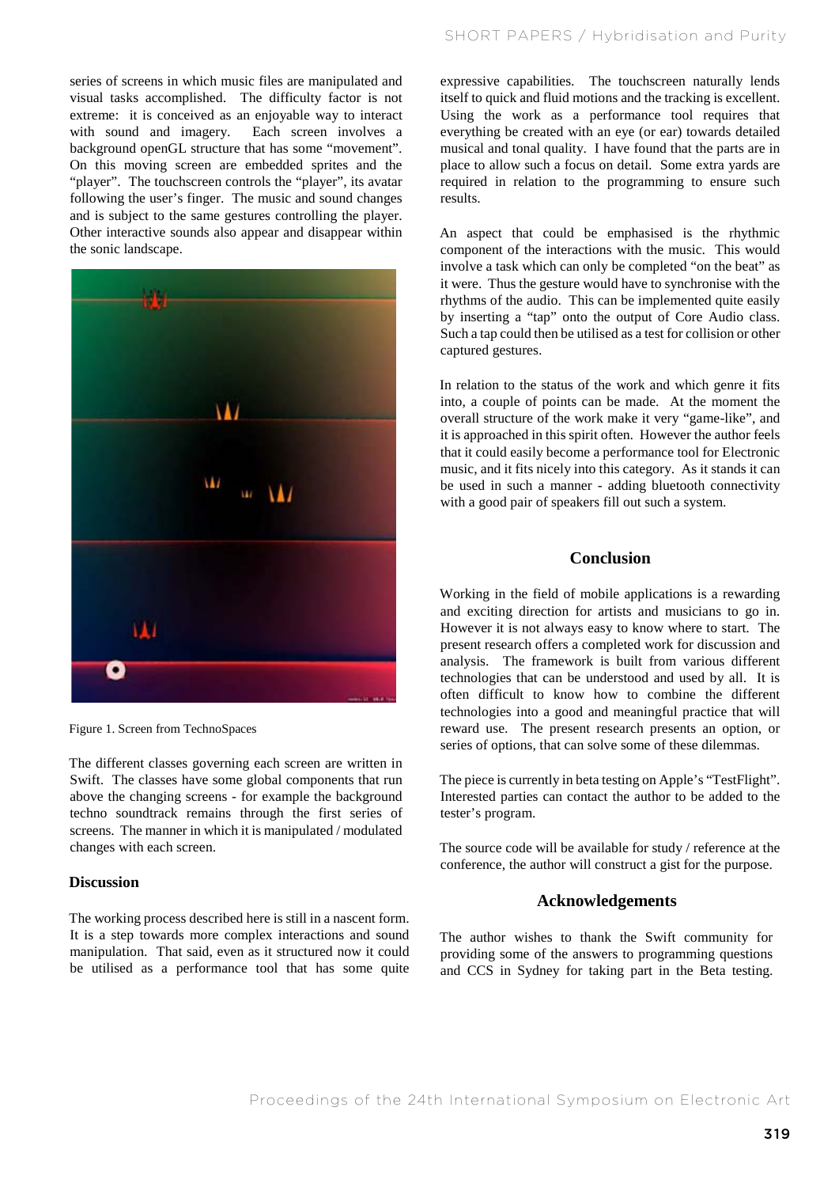series of screens in which music files are manipulated and visual tasks accomplished. The difficulty factor is not extreme: it is conceived as an enjoyable way to interact with sound and imagery. Each screen involves a background openGL structure that has some "movement". On this moving screen are embedded sprites and the "player". The touchscreen controls the "player", its avatar following the user's finger. The music and sound changes and is subject to the same gestures controlling the player. Other interactive sounds also appear and disappear within the sonic landscape.

Figure 1. Screen from TechnoSpaces

The different classes governing each screen are written in Swift. The classes have some global components that run above the changing screens - for example the background techno soundtrack remains through the first series of screens. The manner in which it is manipulated / modulated changes with each screen.

### Discussion

The working process described here is still in a nascent form. It is a step towards more complex interactions and sound manipulation. That said, even as it structured now it could be utilised as a performance tool that has some quite expressive capabilities. The touchscreen naturally lends itself to quick and fluid motions and the tracking is excellent. Using the work as a performance tool requires that everything be created with an eye (or ear) towards detailed musical and tonal quality. I have found that the parts are in place to allow such a focus on detail. Some extra yards are required in relation to the programming to ensure such results.

An aspect that could be emphasised is the rhythmic component of the interactions with the music. This would involve a task which can only be completed "on the beat" as it were. Thus the gesture would have to synchronise with the rhythms of the audio. This can be implemented quite easily by inserting a "tap" onto the output of Core Audio class. Such a tap could then be utilised as a test for collision or other captured gestures.

In relation to the status of the work and which genre it fits into, a couple of points can be made. At the moment the overall structure of the work make it very "game-like", and it is approached in this spirit often. However the author feels that it could easily become a performance tool for Electronic music, and it fits nicely into this category. As it stands it can be used in such a manner - adding bluetooth connectivity with a good pair of speakers fill out such a system.

## Conclusion

Working in the field of mobile applications is a rewarding and exciting direction for artists and musicians to go in. However it is not always easy to know where to start. The present research offers a completed work for discussion and analysis. The framework is built from various different technologies that can be understood and used by all. It is often difficult to know how to combine the different technologies into a good and meaningful practice that will reward use. The present research presents an option, or series of options, that can solve some of these dilemmas.

The piece is currently in beta testing on Apple's "TestFlight". Interested parties can contact the author to be added to the tester's program.

The source code will be available for study / reference at the conference, the author will construct a gist for the purpose.

## Acknowledgements

The author wishes to thank the Swift community for providing some of the answers to programming questions and CCS in Sydney for taking part in the Beta testing.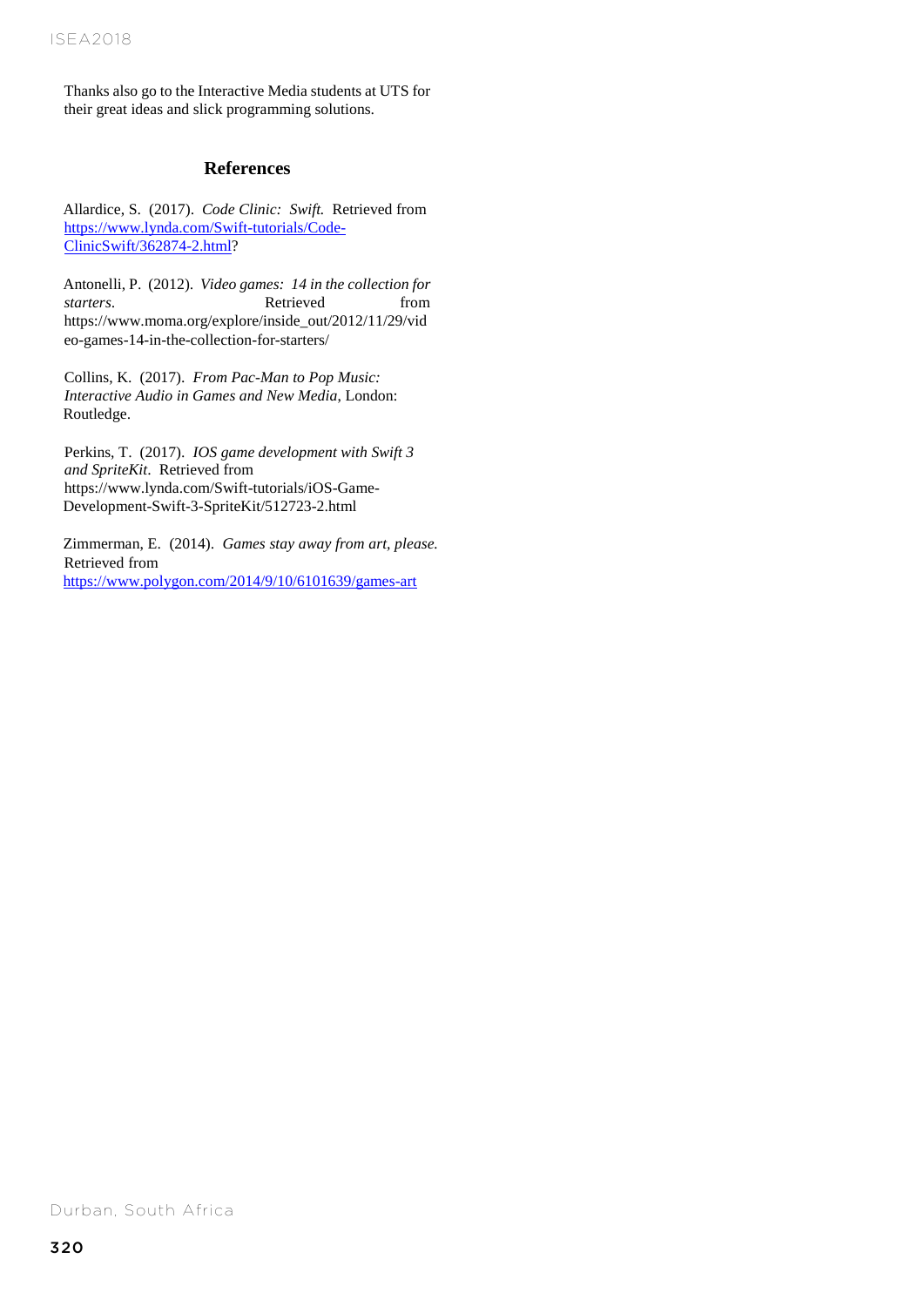Thanks also go to the Interactive Media students at UTS for their great ideas and slick programming solutions.

## References

Allardice, S. (2017). *Code Clinic: Swift.* Retrieved from https://www.lynda.com/Swift-tutorials/Code-ClinicSwift/362874-2.html?

Antonelli, P. (2012). *Video games: 14 in the collection for starters*. Retrieved from https://www.moma.org/explore/inside_out/2012/11/29/video-games-14-in-the-collection-for-starters/

Collins, K. (2017). *From Pac-Man to Pop Music: Interactive Audio in Games and New Media*, London: Routledge.

Perkins, T. (2017). *IOS game development with Swift 3 and SpriteKit*. Retrieved from https://www.lynda.com/Swift-tutorials/iOS-Game-Development-Swift-3-SpriteKit/512723-2.html

Zimmerman, E. (2014). *Games stay away from art, please.* Retrieved from https://www.polygon.com/2014/9/10/6101639/games-art